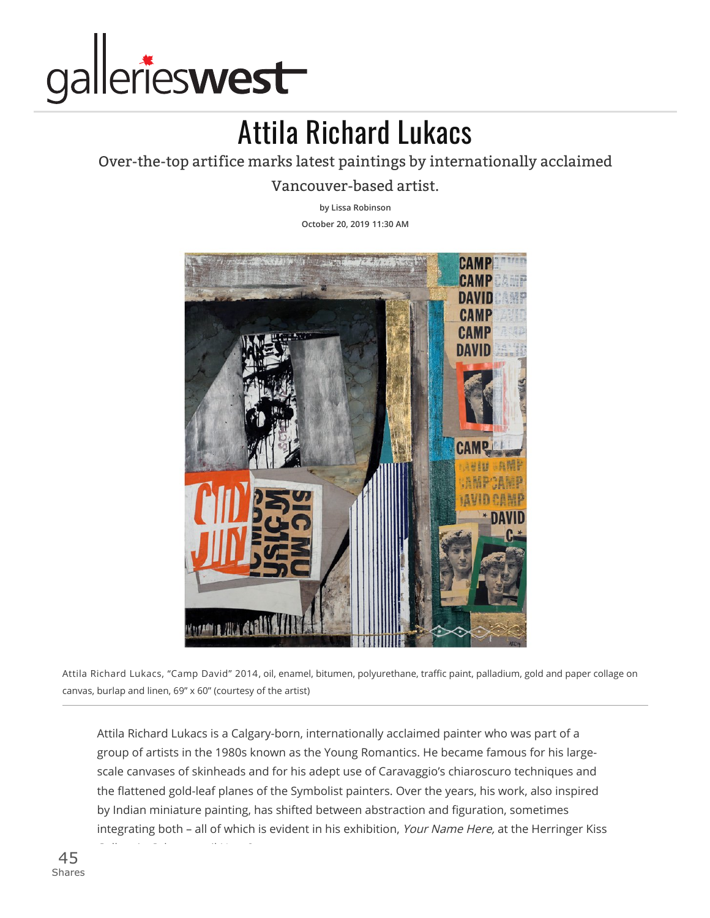galleries**west**

# Attila Richard Lukacs

Over-the-top artifice marks latest paintings by internationally acclaimed Vancouver-based artist.

by Lissa Robinson

October 20, 2019 11:30 AM

Attila Richard Lukacs, "Camp David" 2014, oil, enamel, bitumen, polyurethane, traffic paint, palladium, gold and paper collage on canvas, burlap and linen, 69" x 60" (courtesy of the artist)

Attila Richard Lukacs is a Calgary-born, internationally acclaimed painter who was part of a group of artists in the 1980s known as the Young Romantics. He became famous for his large-scale canvases of skinheads and for his adept use of Caravaggio's chiaroscuro techniques and the flattened gold-leaf planes of the Symbolist painters. Over the years, his work, also inspired by Indian miniature painting, has shifted between abstraction and figuration, sometimes integrating both – all of which is evident in his exhibition, *Your Name Here,* at the Herringer Kiss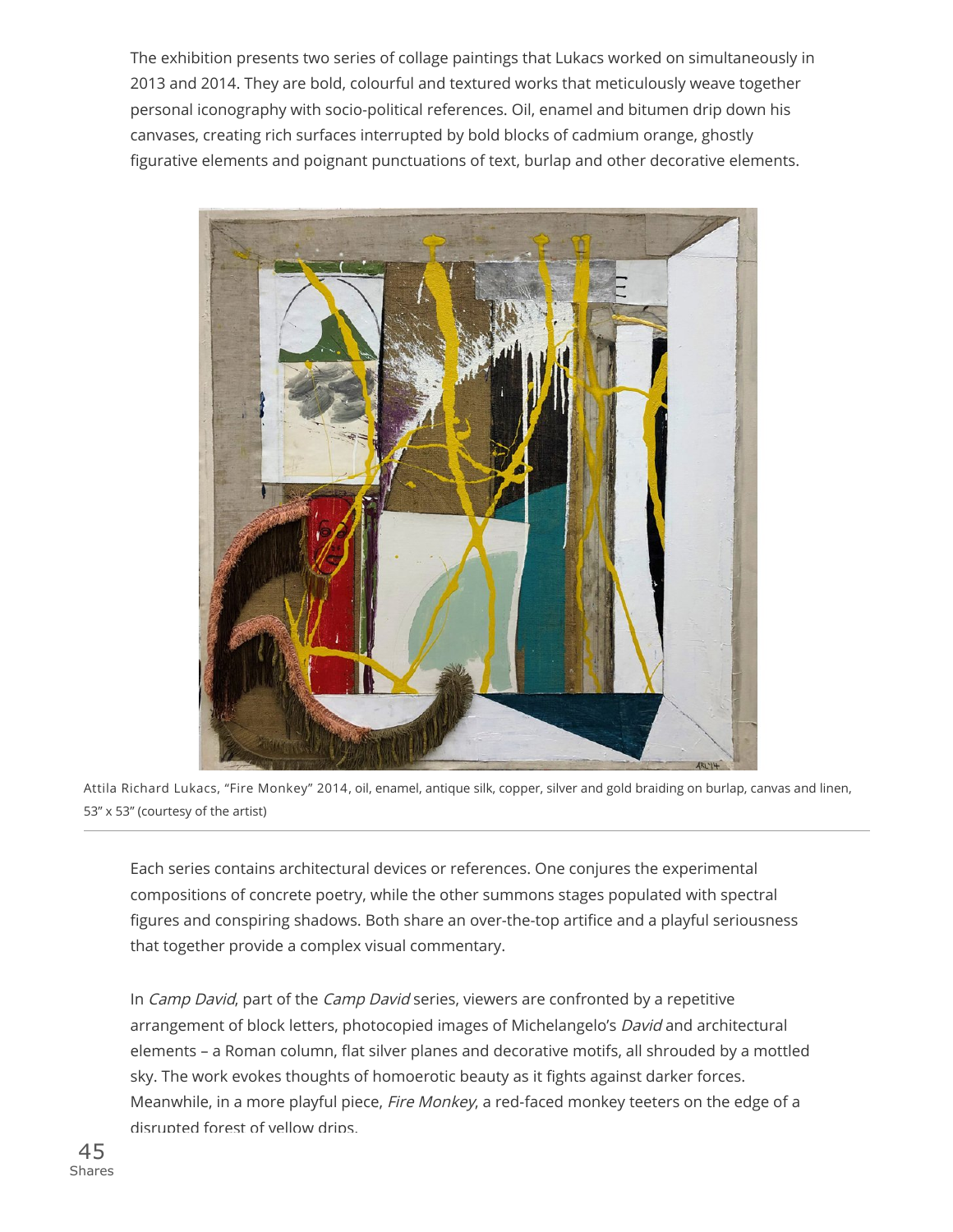The exhibition presents two series of collage paintings that Lukacs worked on simultaneously in 2013 and 2014. They are bold, colourful and textured works that meticulously weave together personal iconography with socio-political references. Oil, enamel and bitumen drip down his canvases, creating rich surfaces interrupted by bold blocks of cadmium orange, ghostly figurative elements and poignant punctuations of text, burlap and other decorative elements.

Attila Richard Lukacs, "Fire Monkey" 2014, oil, enamel, antique silk, copper, silver and gold braiding on burlap, canvas and linen, 53" x 53" (courtesy of the artist)

Each series contains architectural devices or references. One conjures the experimental compositions of concrete poetry, while the other summons stages populated with spectral figures and conspiring shadows. Both share an over-the-top artifice and a playful seriousness that together provide a complex visual commentary.

In *Camp David*, part of the *Camp David* series, viewers are confronted by a repetitive arrangement of block letters, photocopied images of Michelangelo's *David* and architectural elements – a Roman column, flat silver planes and decorative motifs, all shrouded by a mottled sky. The work evokes thoughts of homoerotic beauty as it fights against darker forces. Meanwhile, in a more playful piece, *Fire Monkey*, a red-faced monkey teeters on the edge of a disrupted forest of yellow drips.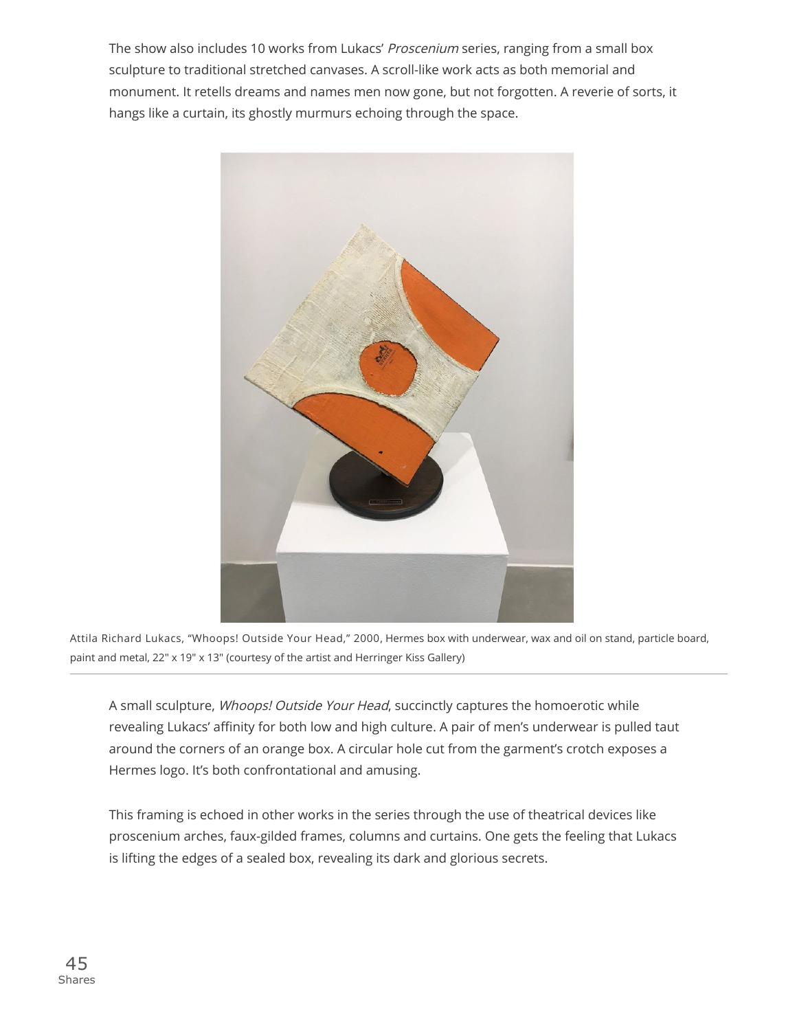The show also includes 10 works from Lukacs' *Proscenium* series, ranging from a small box sculpture to traditional stretched canvases. A scroll-like work acts as both memorial and monument. It retells dreams and names men now gone, but not forgotten. A reverie of sorts, it hangs like a curtain, its ghostly murmurs echoing through the space.

Attila Richard Lukacs, "Whoops! Outside Your Head," 2000, Hermes box with underwear, wax and oil on stand, particle board, paint and metal, 22" x 19" x 13" (courtesy of the artist and Herringer Kiss Gallery)

A small sculpture, *Whoops! Outside Your Head*, succinctly captures the homoerotic while revealing Lukacs' affinity for both low and high culture. A pair of men's underwear is pulled taut around the corners of an orange box. A circular hole cut from the garment's crotch exposes a Hermes logo. It's both confrontational and amusing.

This framing is echoed in other works in the series through the use of theatrical devices like proscenium arches, faux-gilded frames, columns and curtains. One gets the feeling that Lukacs is lifting the edges of a sealed box, revealing its dark and glorious secrets.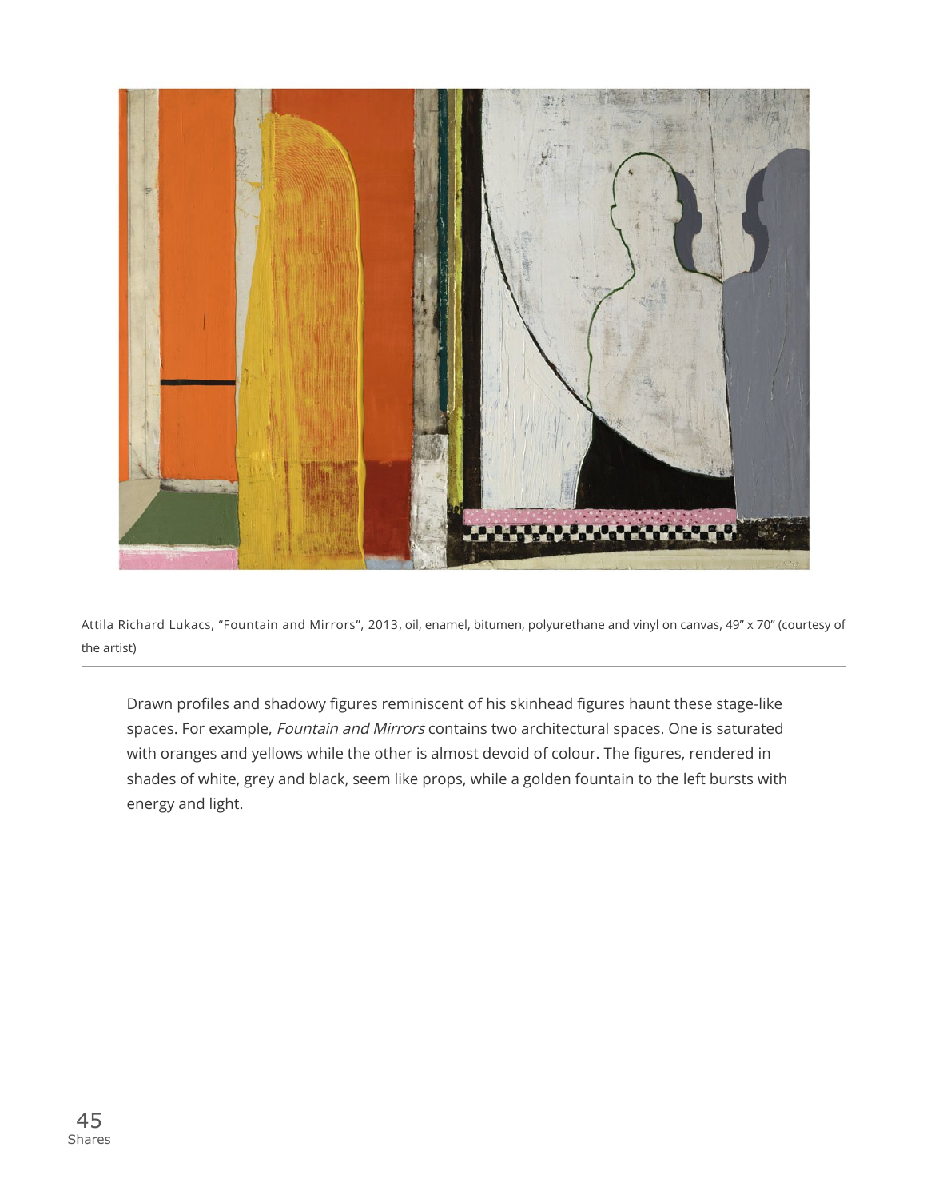Attila Richard Lukacs, “Fountain and Mirrors”, 2013, oil, enamel, bitumen, polyurethane and vinyl on canvas, 49″ x 70″ (courtesy of the artist)

Drawn profiles and shadowy figures reminiscent of his skinhead figures haunt these stage-like spaces. For example, *Fountain and Mirrors* contains two architectural spaces. One is saturated with oranges and yellows while the other is almost devoid of colour. The figures, rendered in shades of white, grey and black, seem like props, while a golden fountain to the left bursts with energy and light.

45
Shares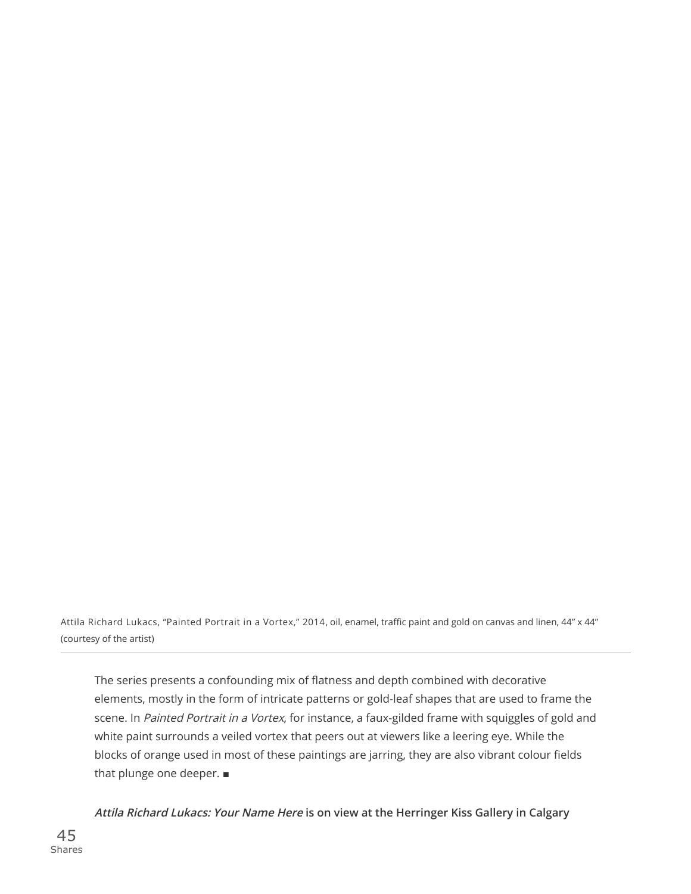Attila Richard Lukacs, "Painted Portrait in a Vortex," 2014, oil, enamel, traffic paint and gold on canvas and linen, 44″ x 44″ (courtesy of the artist)

---

The series presents a confounding mix of flatness and depth combined with decorative elements, mostly in the form of intricate patterns or gold-leaf shapes that are used to frame the scene. In *Painted Portrait in a Vortex*, for instance, a faux-gilded frame with squiggles of gold and white paint surrounds a veiled vortex that peers out at viewers like a leering eye. While the blocks of orange used in most of these paintings are jarring, they are also vibrant colour fields that plunge one deeper. ■

***Attila Richard Lukacs: Your Name Here*** **is on view at the Herringer Kiss Gallery in Calgary**

45
Shares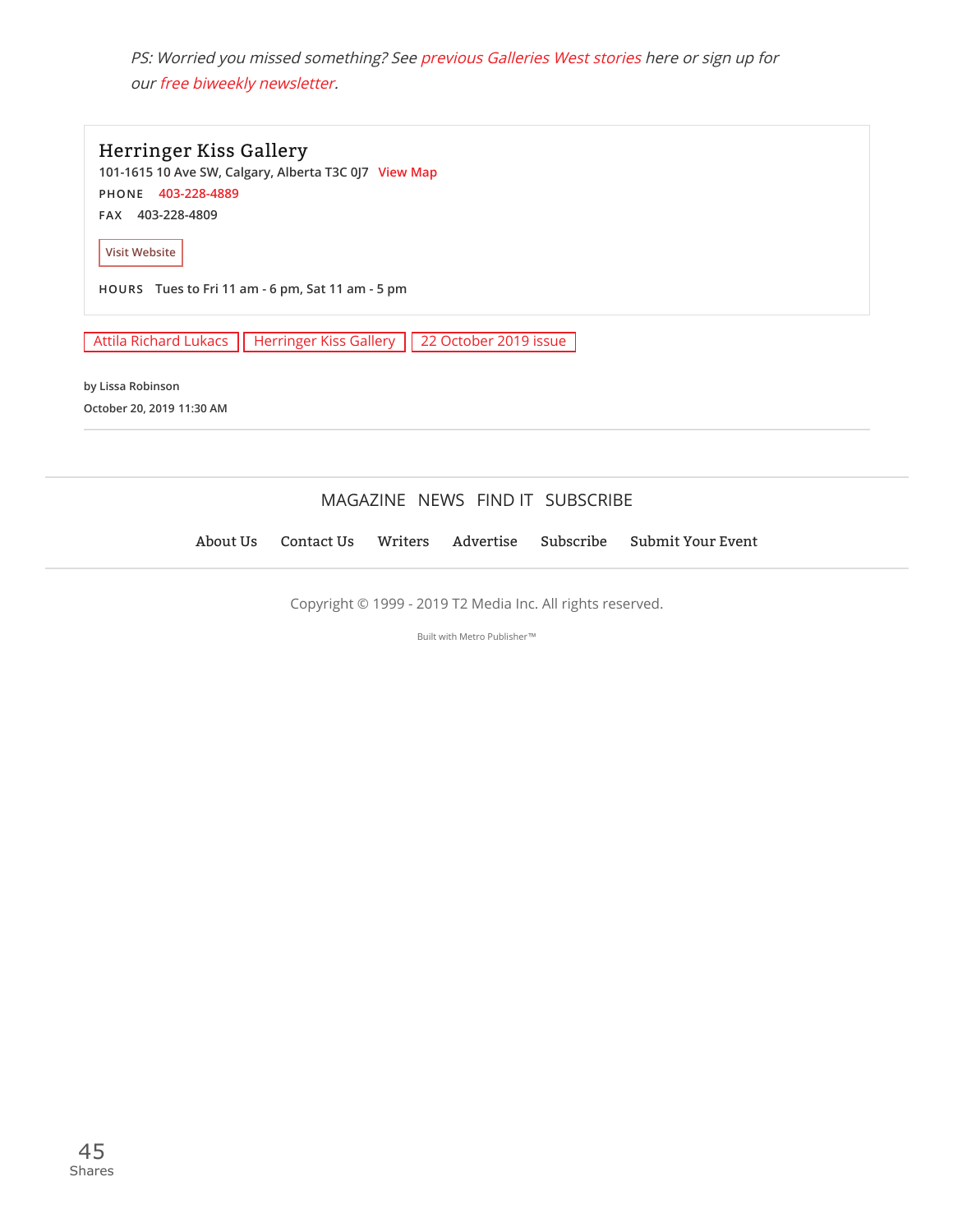*PS: Worried you missed something? See previous Galleries West stories here or sign up for our free biweekly newsletter.*

## Herringer Kiss Gallery

101-1615 10 Ave SW, Calgary, Alberta T3C 0J7 View Map

PHONE 403-228-4889

FAX 403-228-4809

Visit Website

HOURS Tues to Fri 11 am - 6 pm, Sat 11 am - 5 pm

Attila Richard Lukacs | Herringer Kiss Gallery | 22 October 2019 issue

by Lissa Robinson

October 20, 2019 11:30 AM

MAGAZINE NEWS FIND IT SUBSCRIBE

About Us Contact Us Writers Advertise Subscribe Submit Your Event

Copyright © 1999 - 2019 T2 Media Inc. All rights reserved.

Built with Metro Publisher™

45
Shares